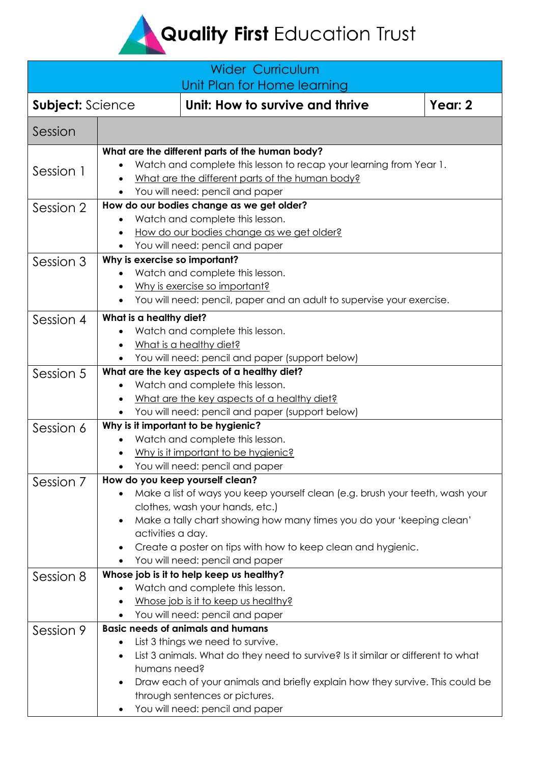# Quality First Education Trust

| Wider Curriculum<br>Unit Plan for Home learning | | |
|---|---|---|
| **Subject:** Science | **Unit: How to survive and thrive** | **Year: 2** |

| Session | |
|---|---|
| Session 1 | **What are the different parts of the human body?**<br>• Watch and complete this lesson to recap your learning from Year 1.<br>• What are the different parts of the human body?<br>• You will need: pencil and paper |
| Session 2 | **How do our bodies change as we get older?**<br>• Watch and complete this lesson.<br>• How do our bodies change as we get older?<br>• You will need: pencil and paper |
| Session 3 | **Why is exercise so important?**<br>• Watch and complete this lesson.<br>• Why is exercise so important?<br>• You will need: pencil, paper and an adult to supervise your exercise. |
| Session 4 | **What is a healthy diet?**<br>• Watch and complete this lesson.<br>• What is a healthy diet?<br>• You will need: pencil and paper (support below) |
| Session 5 | **What are the key aspects of a healthy diet?**<br>• Watch and complete this lesson.<br>• What are the key aspects of a healthy diet?<br>• You will need: pencil and paper (support below) |
| Session 6 | **Why is it important to be hygienic?**<br>• Watch and complete this lesson.<br>• Why is it important to be hygienic?<br>• You will need: pencil and paper |
| Session 7 | **How do you keep yourself clean?**<br>• Make a list of ways you keep yourself clean (e.g. brush your teeth, wash your clothes, wash your hands, etc.)<br>• Make a tally chart showing how many times you do your 'keeping clean' activities a day.<br>• Create a poster on tips with how to keep clean and hygienic.<br>• You will need: pencil and paper |
| Session 8 | **Whose job is it to help keep us healthy?**<br>• Watch and complete this lesson.<br>• Whose job is it to keep us healthy?<br>• You will need: pencil and paper |
| Session 9 | **Basic needs of animals and humans**<br>• List 3 things we need to survive.<br>• List 3 animals. What do they need to survive? Is it similar or different to what humans need?<br>• Draw each of your animals and briefly explain how they survive. This could be through sentences or pictures.<br>• You will need: pencil and paper |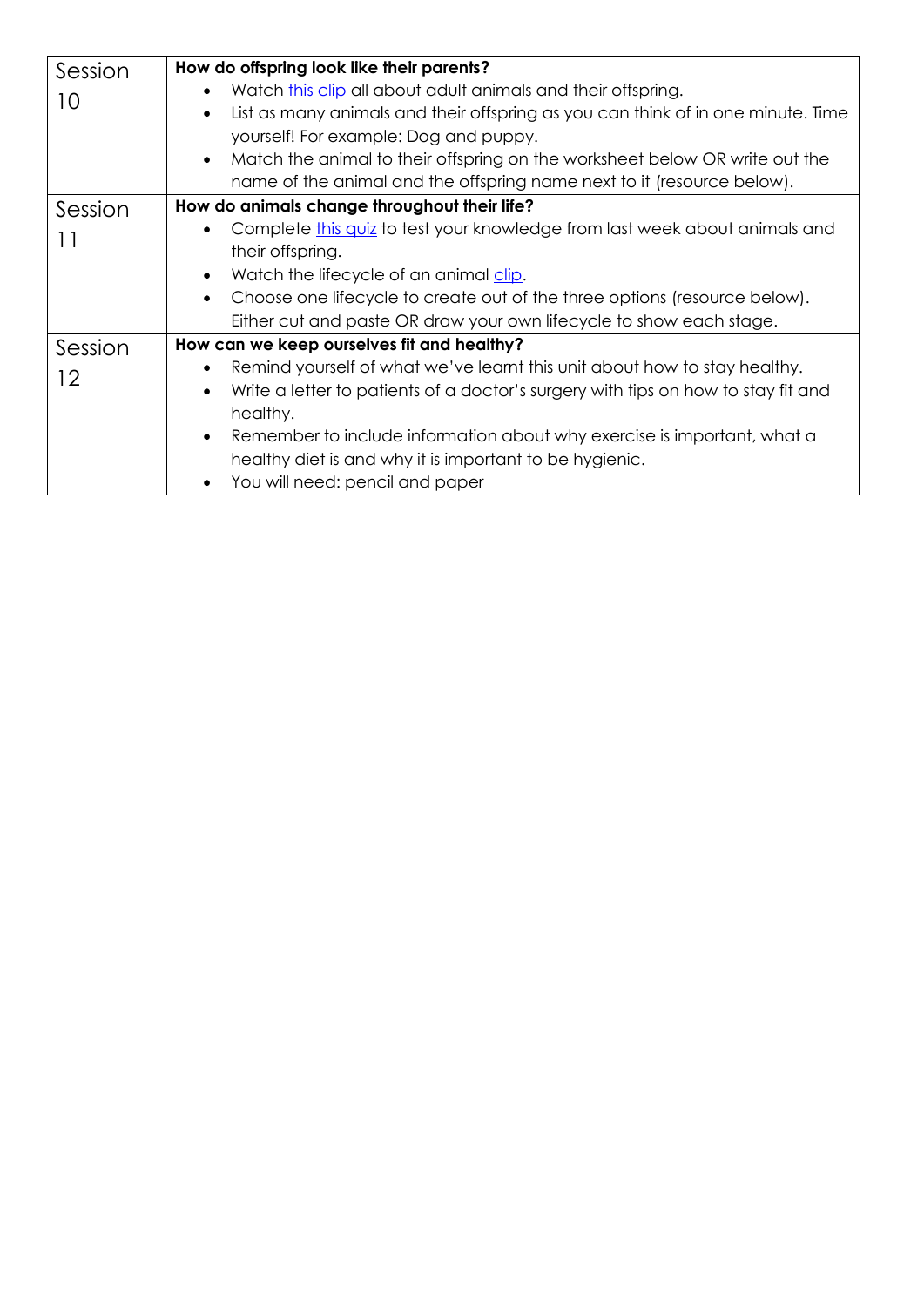| Session | |
| --- | --- |
| Session 10 | **How do offspring look like their parents?**<br>• Watch this clip all about adult animals and their offspring.<br>• List as many animals and their offspring as you can think of in one minute. Time yourself! For example: Dog and puppy.<br>• Match the animal to their offspring on the worksheet below OR write out the name of the animal and the offspring name next to it (resource below). |
| Session 11 | **How do animals change throughout their life?**<br>• Complete this quiz to test your knowledge from last week about animals and their offspring.<br>• Watch the lifecycle of an animal clip.<br>• Choose one lifecycle to create out of the three options (resource below). Either cut and paste OR draw your own lifecycle to show each stage. |
| Session 12 | **How can we keep ourselves fit and healthy?**<br>• Remind yourself of what we've learnt this unit about how to stay healthy.<br>• Write a letter to patients of a doctor's surgery with tips on how to stay fit and healthy.<br>• Remember to include information about why exercise is important, what a healthy diet is and why it is important to be hygienic.<br>• You will need: pencil and paper |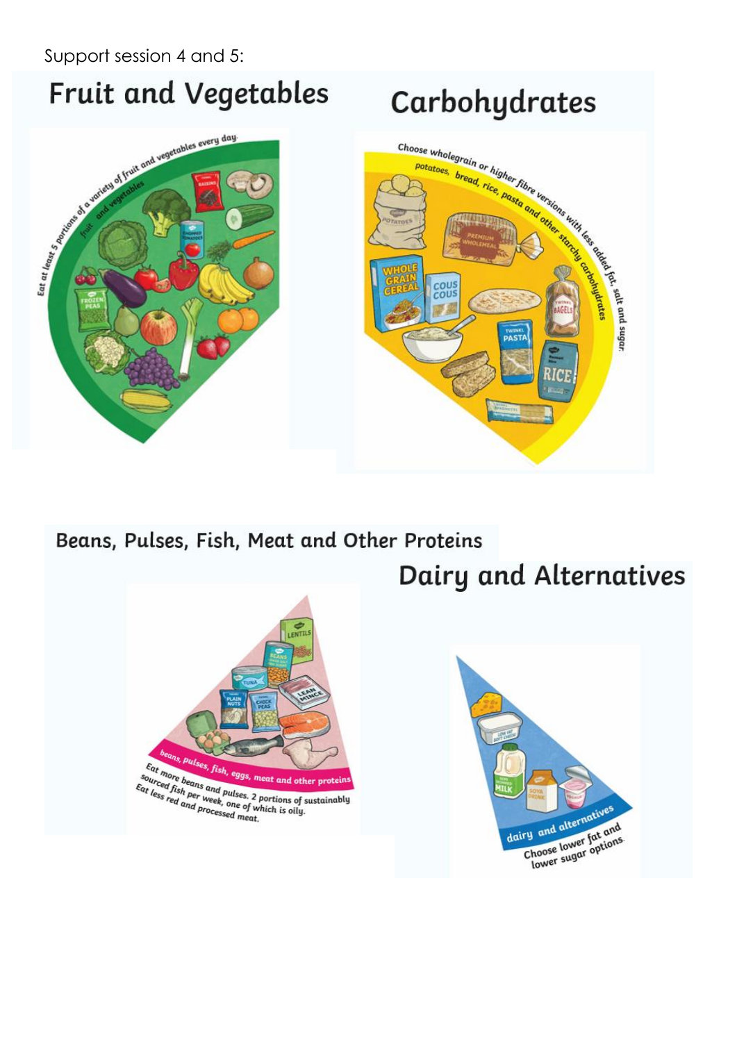Support session 4 and 5:

## Fruit and Vegetables

Eat at least 5 portions of a variety of fruit and vegetables every day.

fruit and vegetables

## Carbohydrates

Choose wholegrain or higher fibre versions with less added fat, salt and sugar.

potatoes, bread, rice, pasta and other starchy carbohydrates

## Beans, Pulses, Fish, Meat and Other Proteins

beans, pulses, fish, eggs, meat and other proteins

Eat more beans and pulses. 2 portions of sustainably sourced fish per week, one of which is oily. Eat less red and processed meat.

## Dairy and Alternatives

dairy and alternatives

Choose lower fat and lower sugar options.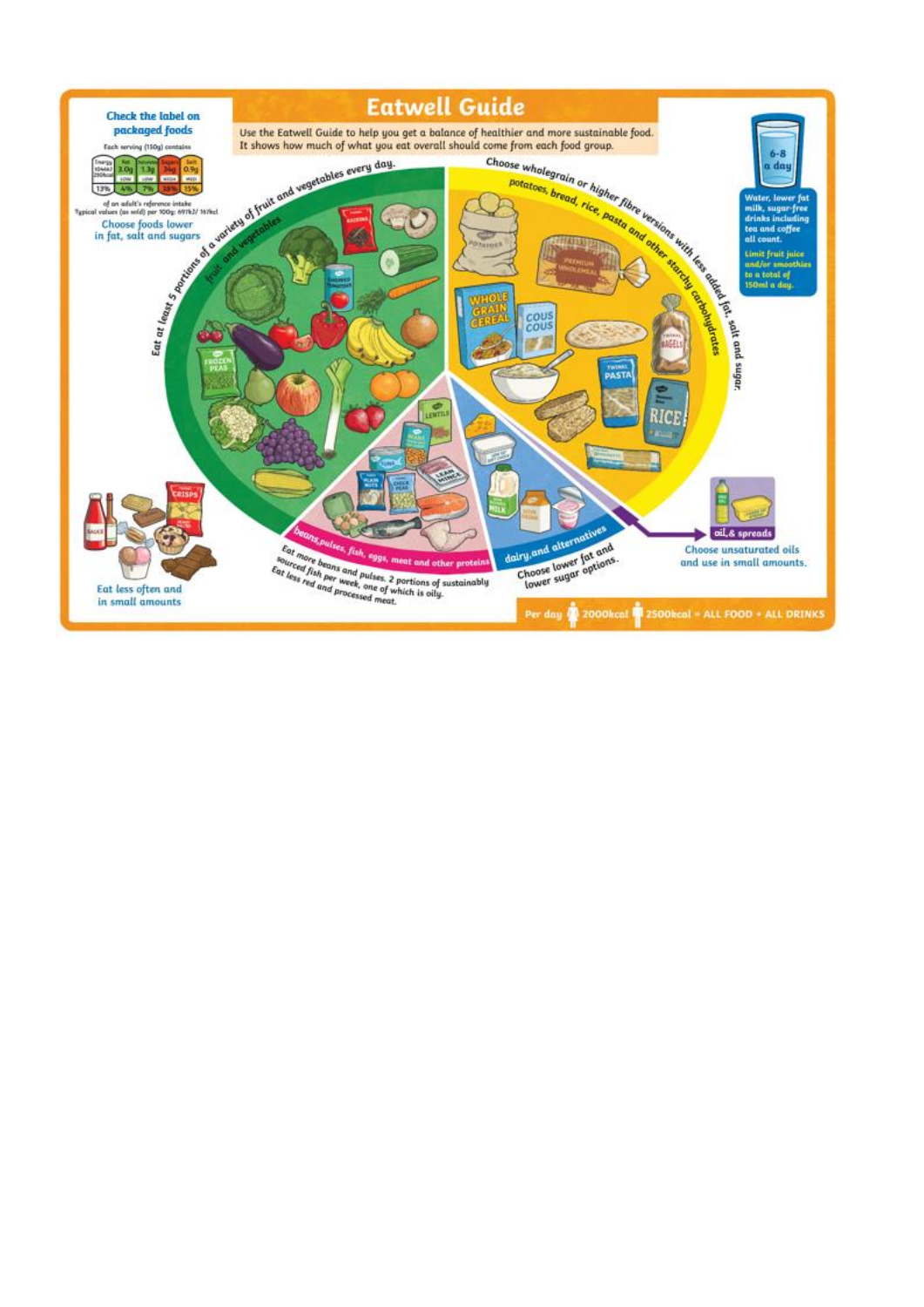# Eatwell Guide

Use the Eatwell Guide to help you get a balance of healthier and more sustainable food. It shows how much of what you eat overall should come from each food group.

**Check the label on packaged foods**

Each serving (150g) contains

| Energy 1046kJ 250kcal | Fat 3.0g | Saturates 1.3g | Sugars 34g | Salt 0.9g |
|---|---|---|---|---|
| | LOW | LOW | HIGH | MED |
| 13% | 4% | 7% | 38% | 15% |

of an adult's reference intake
Typical values (as sold) per 100g: 697kJ/ 167kcal

Choose foods lower in fat, salt and sugars

**Fruit and vegetables**

Eat at least 5 portions of a variety of fruit and vegetables every day.

**Potatoes, bread, rice, pasta and other starchy carbohydrates**

Choose wholegrain or higher fibre versions with less added fat, salt and sugar.

**Beans, pulses, fish, eggs, meat and other proteins**

Eat more beans and pulses. 2 portions of sustainably sourced fish per week, one of which is oily. Eat less red and processed meat.

**Dairy and alternatives**

Choose lower fat and lower sugar options.

**Oil & spreads**

Choose unsaturated oils and use in small amounts.

**6-8 a day**

Water, lower fat milk, sugar-free drinks including tea and coffee all count.

Limit fruit juice and/or smoothies to a total of 150ml a day.

Eat less often and in small amounts

Per day 2000kcal 2500kcal = ALL FOOD + ALL DRINKS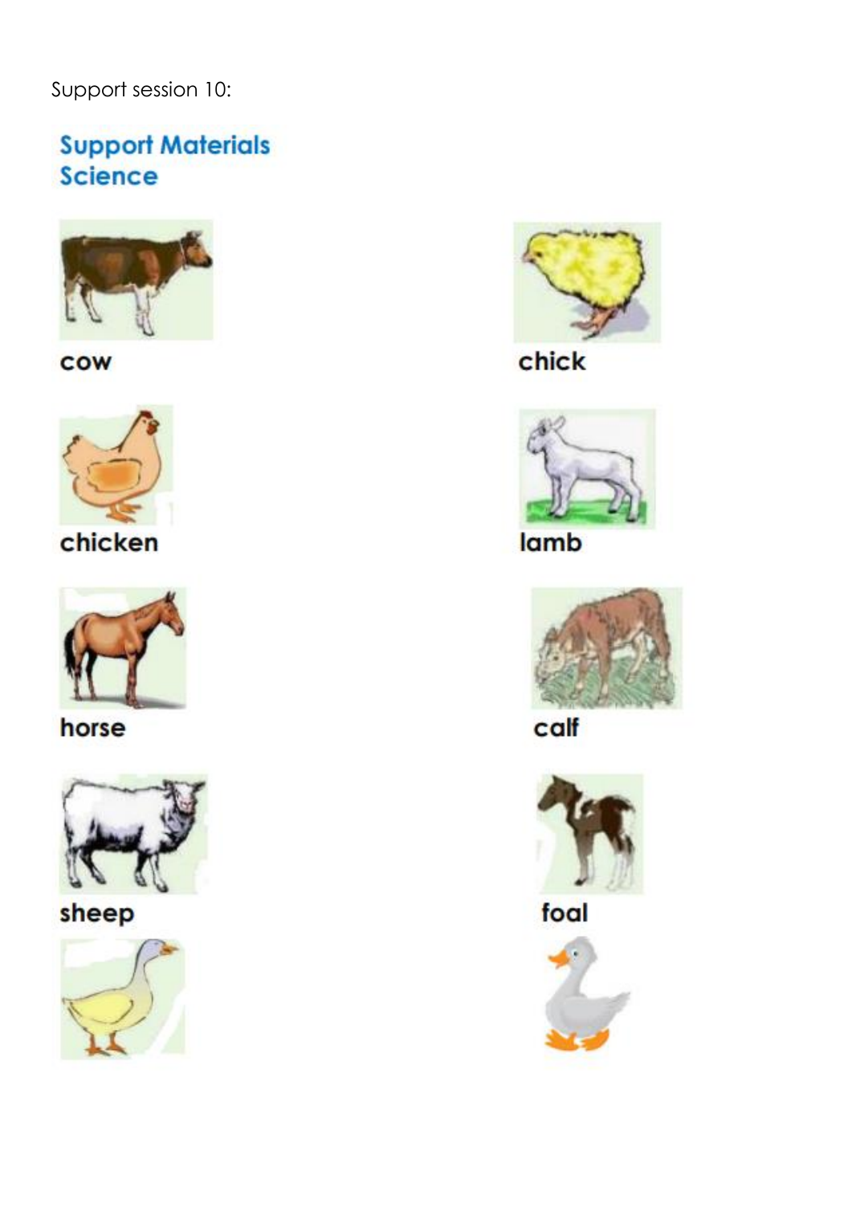Support session 10:

## Support Materials
## Science

cow

chick

chicken

lamb

horse

calf

sheep

foal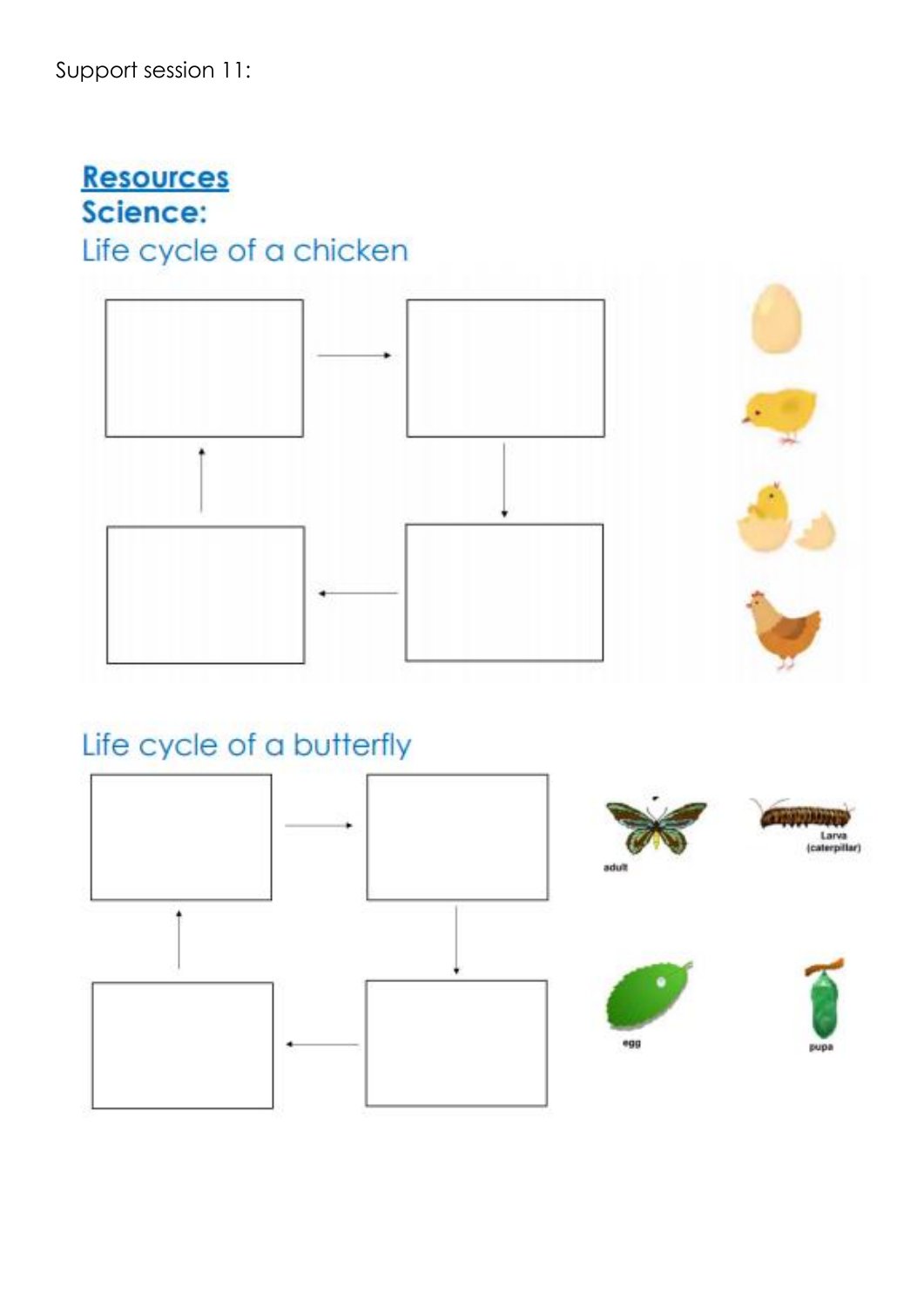Support session 11:

## Resources

## Science:

### Life cycle of a chicken

### Life cycle of a butterfly

adult

Larva (caterpillar)

egg

pupa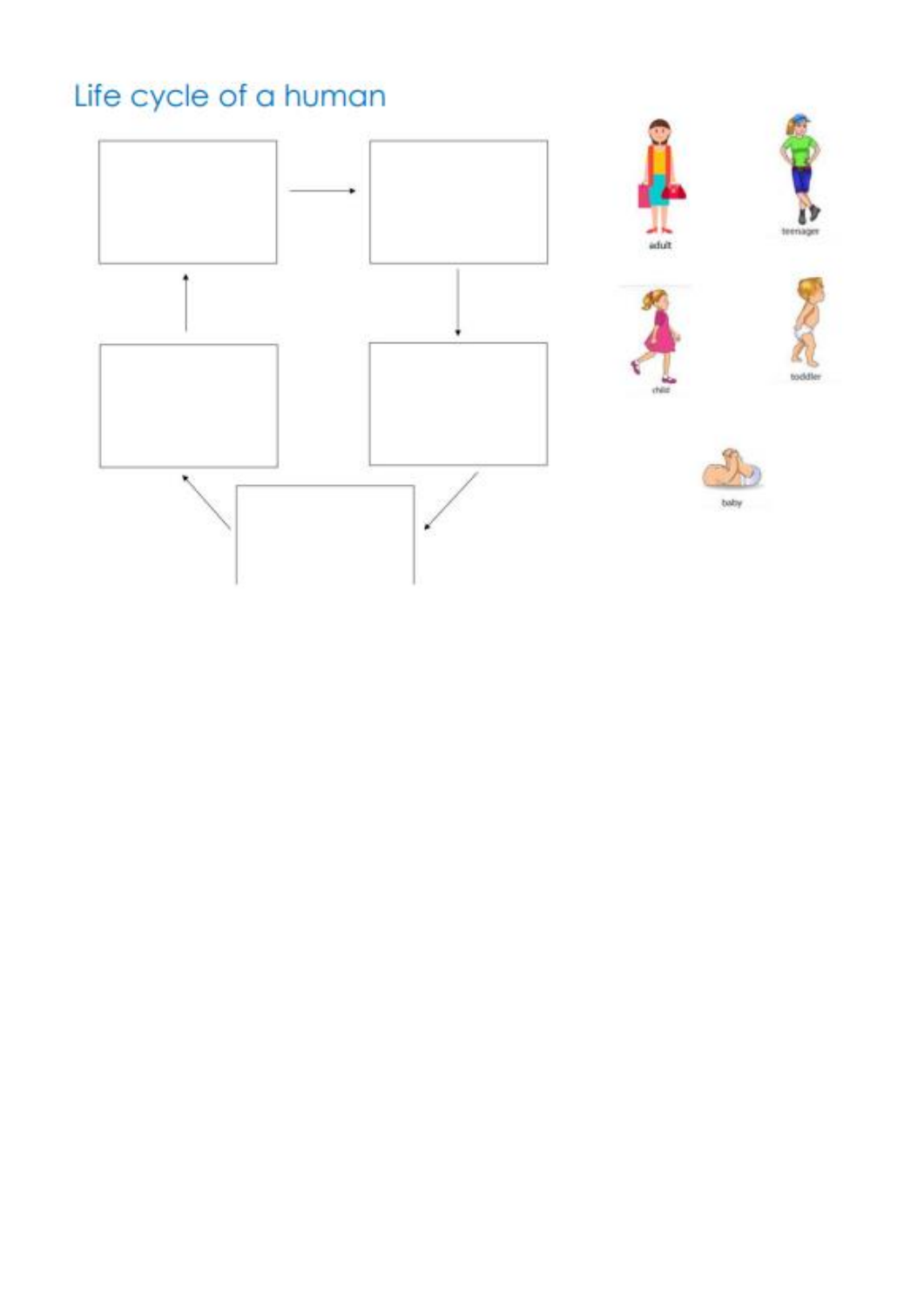# Life cycle of a human

adult

teenager

child

toddler

baby